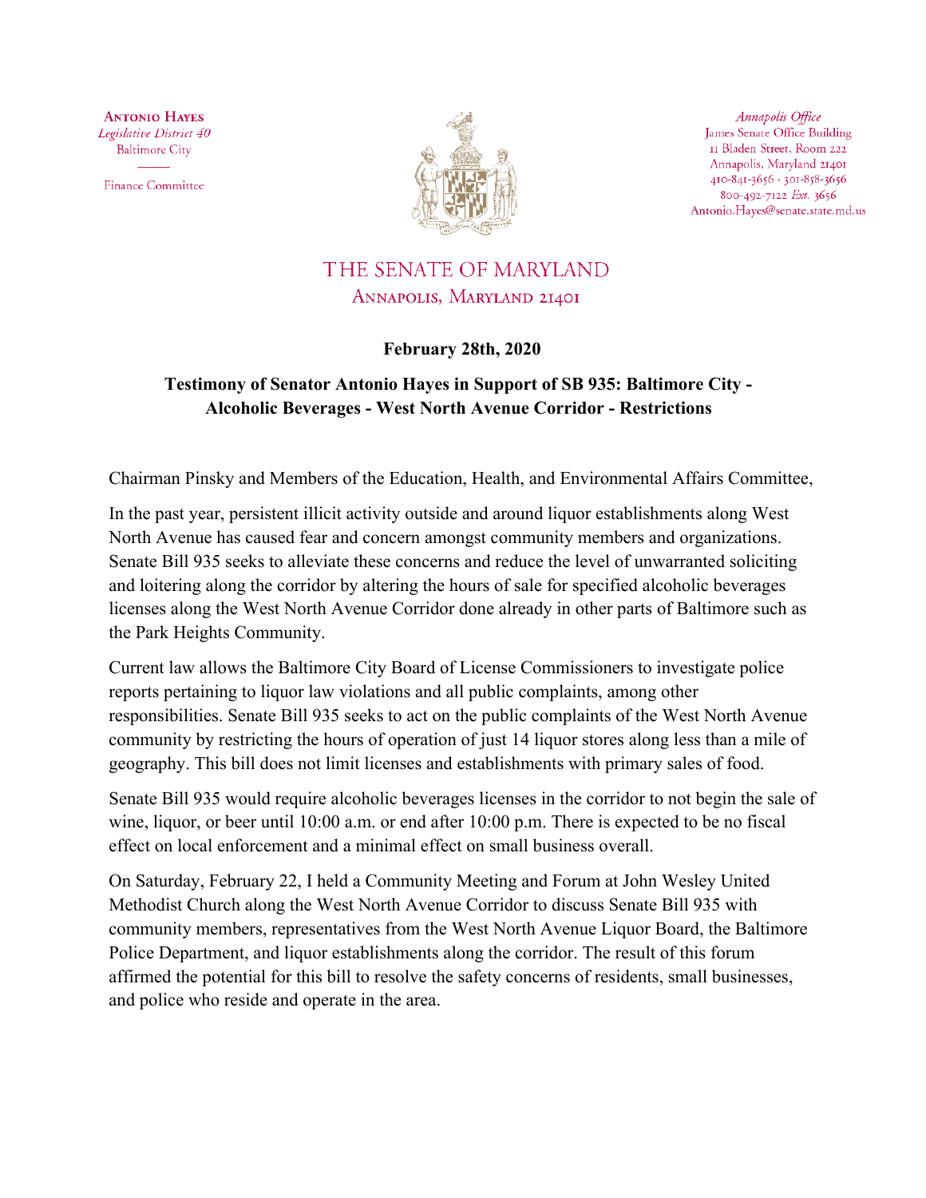**Antonio Hayes**
*Legislative District 40*
Baltimore City

Finance Committee

*Annapolis Office*
James Senate Office Building
11 Bladen Street, Room 222
Annapolis, Maryland 21401
410-841-3656 · 301-858-3656
800-492-7122 *Ext.* 3656
Antonio.Hayes@senate.state.md.us

# THE SENATE OF MARYLAND

## Annapolis, Maryland 21401

**February 28th, 2020**

**Testimony of Senator Antonio Hayes in Support of SB 935: Baltimore City - Alcoholic Beverages - West North Avenue Corridor - Restrictions**

Chairman Pinsky and Members of the Education, Health, and Environmental Affairs Committee,

In the past year, persistent illicit activity outside and around liquor establishments along West North Avenue has caused fear and concern amongst community members and organizations. Senate Bill 935 seeks to alleviate these concerns and reduce the level of unwarranted soliciting and loitering along the corridor by altering the hours of sale for specified alcoholic beverages licenses along the West North Avenue Corridor done already in other parts of Baltimore such as the Park Heights Community.

Current law allows the Baltimore City Board of License Commissioners to investigate police reports pertaining to liquor law violations and all public complaints, among other responsibilities. Senate Bill 935 seeks to act on the public complaints of the West North Avenue community by restricting the hours of operation of just 14 liquor stores along less than a mile of geography. This bill does not limit licenses and establishments with primary sales of food.

Senate Bill 935 would require alcoholic beverages licenses in the corridor to not begin the sale of wine, liquor, or beer until 10:00 a.m. or end after 10:00 p.m. There is expected to be no fiscal effect on local enforcement and a minimal effect on small business overall.

On Saturday, February 22, I held a Community Meeting and Forum at John Wesley United Methodist Church along the West North Avenue Corridor to discuss Senate Bill 935 with community members, representatives from the West North Avenue Liquor Board, the Baltimore Police Department, and liquor establishments along the corridor. The result of this forum affirmed the potential for this bill to resolve the safety concerns of residents, small businesses, and police who reside and operate in the area.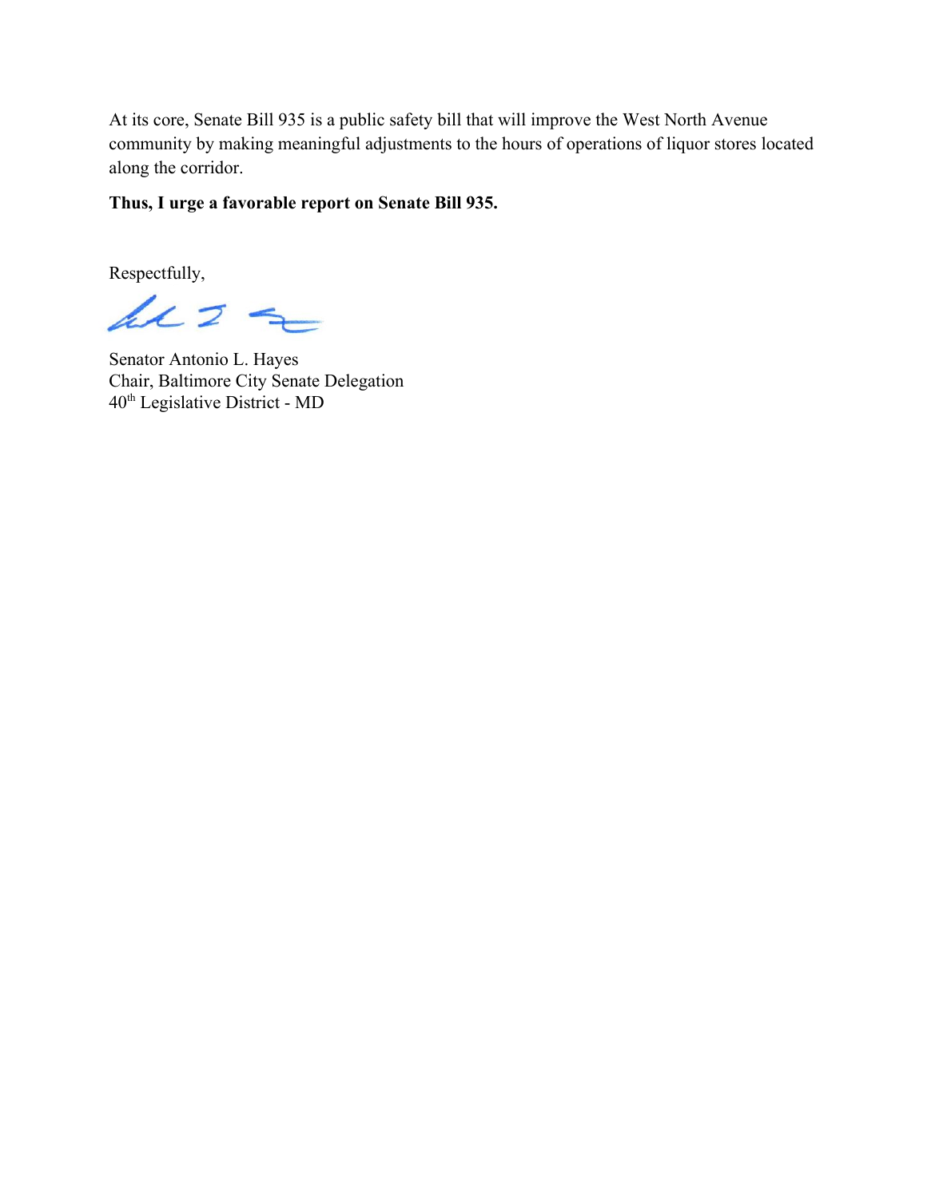At its core, Senate Bill 935 is a public safety bill that will improve the West North Avenue community by making meaningful adjustments to the hours of operations of liquor stores located along the corridor.

**Thus, I urge a favorable report on Senate Bill 935.**

Respectfully,

Senator Antonio L. Hayes
Chair, Baltimore City Senate Delegation
40th Legislative District - MD